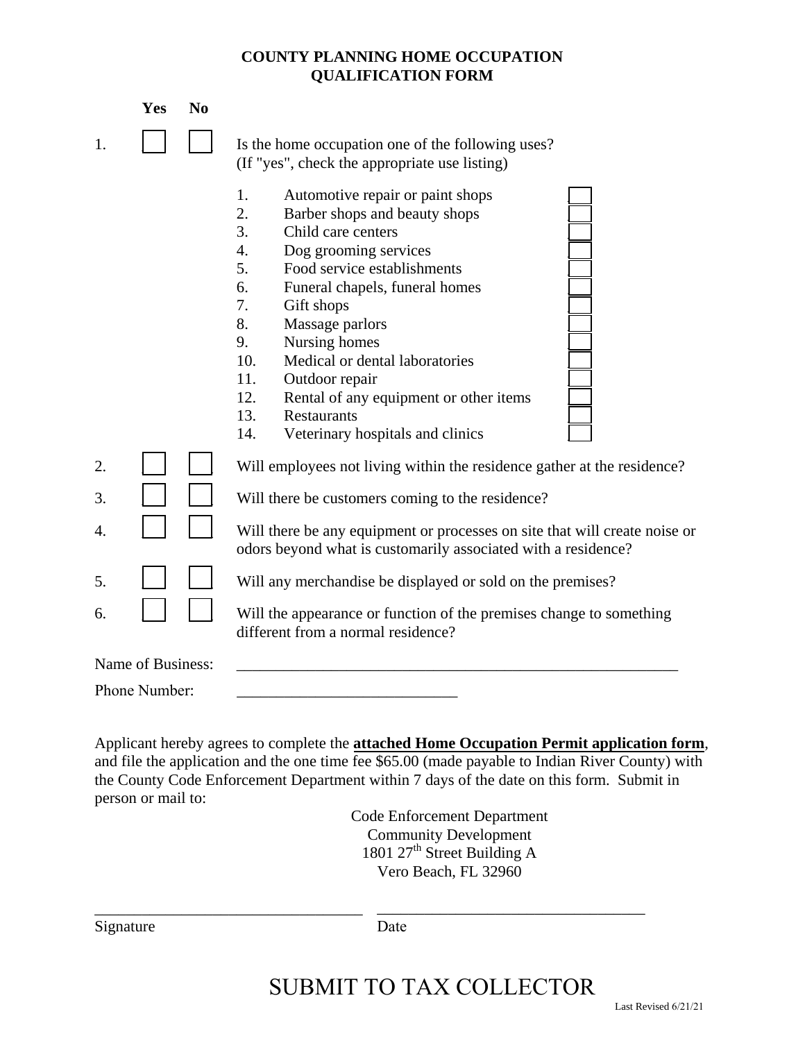# COUNTY PLANNING HOME OCCUPATION QUALIFICATION FORM

| | Yes | No | |
|---|---|---|---|
| 1. | ☐ | ☐ | Is the home occupation one of the following uses? (If "yes", check the appropriate use listing) |

1. Automotive repair or paint shops ☐
2. Barber shops and beauty shops ☐
3. Child care centers ☐
4. Dog grooming services ☐
5. Food service establishments ☐
6. Funeral chapels, funeral homes ☐
7. Gift shops ☐
8. Massage parlors ☐
9. Nursing homes ☐
10. Medical or dental laboratories ☐
11. Outdoor repair ☐
12. Rental of any equipment or other items ☐
13. Restaurants ☐
14. Veterinary hospitals and clinics ☐

| | Yes | No | |
|---|---|---|---|
| 2. | ☐ | ☐ | Will employees not living within the residence gather at the residence? |
| 3. | ☐ | ☐ | Will there be customers coming to the residence? |
| 4. | ☐ | ☐ | Will there be any equipment or processes on site that will create noise or odors beyond what is customarily associated with a residence? |
| 5. | ☐ | ☐ | Will any merchandise be displayed or sold on the premises? |
| 6. | ☐ | ☐ | Will the appearance or function of the premises change to something different from a normal residence? |

Name of Business: ____________________________________________

Phone Number: ____________________________

Applicant hereby agrees to complete the **attached Home Occupation Permit application form**, and file the application and the one time fee $65.00 (made payable to Indian River County) with the County Code Enforcement Department within 7 days of the date on this form. Submit in person or mail to:

Code Enforcement Department
Community Development
1801 27th Street Building A
Vero Beach, FL 32960

______________________________ ______________________________

Signature Date

SUBMIT TO TAX COLLECTOR

Last Revised 6/21/21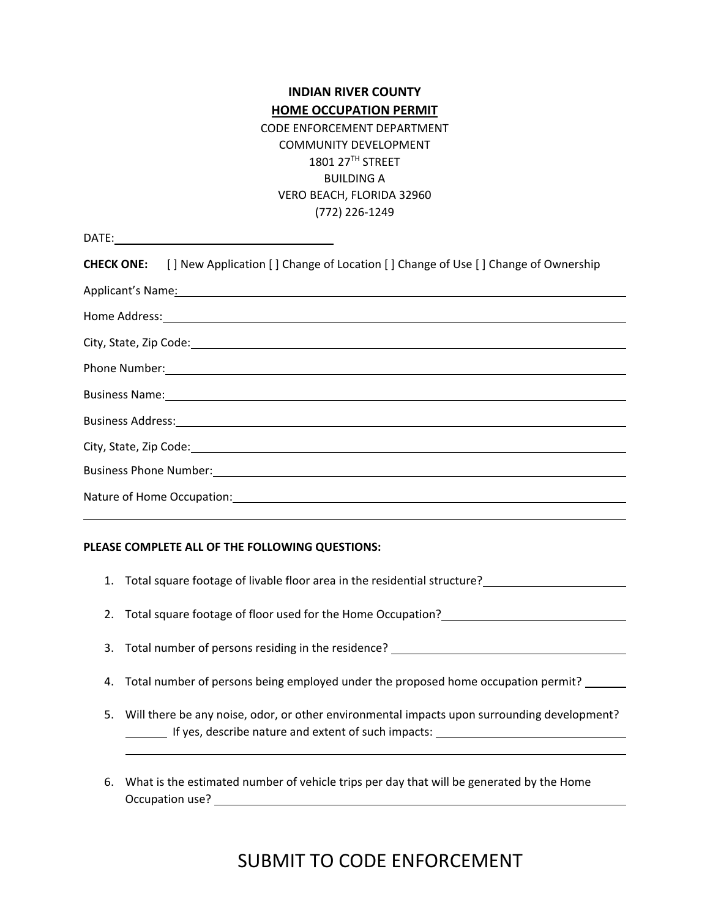**INDIAN RIVER COUNTY**

**HOME OCCUPATION PERMIT**

CODE ENFORCEMENT DEPARTMENT

COMMUNITY DEVELOPMENT

1801 27TH STREET

BUILDING A

VERO BEACH, FLORIDA 32960

(772) 226-1249

DATE: ___________________________

**CHECK ONE:** [ ] New Application [ ] Change of Location [ ] Change of Use [ ] Change of Ownership

Applicant's Name: ___________________________

Home Address: ___________________________

City, State, Zip Code: ___________________________

Phone Number: ___________________________

Business Name: ___________________________

Business Address: ___________________________

City, State, Zip Code: ___________________________

Business Phone Number: ___________________________

Nature of Home Occupation: ___________________________

___________________________

**PLEASE COMPLETE ALL OF THE FOLLOWING QUESTIONS:**

1. Total square footage of livable floor area in the residential structure? ___________
2. Total square footage of floor used for the Home Occupation? ___________
3. Total number of persons residing in the residence? ___________
4. Total number of persons being employed under the proposed home occupation permit? ______
5. Will there be any noise, odor, or other environmental impacts upon surrounding development? ______ If yes, describe nature and extent of such impacts: ___________

   ___________________________
6. What is the estimated number of vehicle trips per day that will be generated by the Home Occupation use? ___________

# SUBMIT TO CODE ENFORCEMENT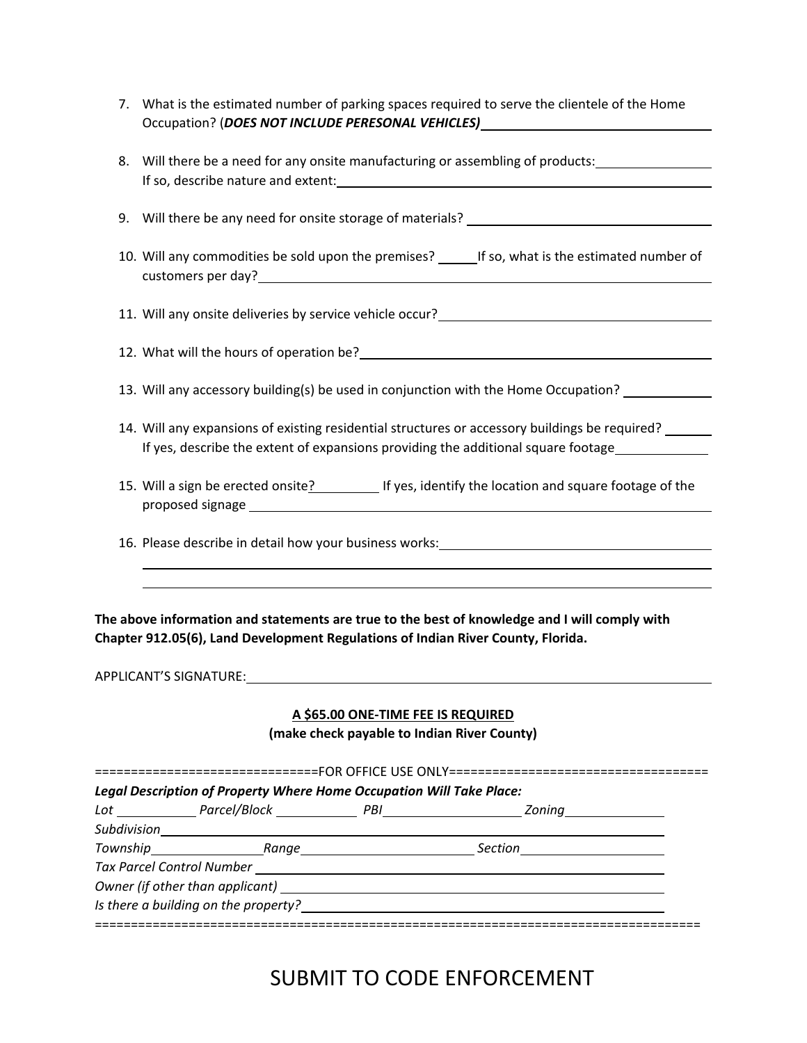7. What is the estimated number of parking spaces required to serve the clientele of the Home Occupation? (***DOES NOT INCLUDE PERESONAL VEHICLES)*** ______________________

8. Will there be a need for any onsite manufacturing or assembling of products: ______________
   If so, describe nature and extent: ______________________________________

9. Will there be any need for onsite storage of materials? ______________________

10. Will any commodities be sold upon the premises? _____ If so, what is the estimated number of customers per day? ______________________________________

11. Will any onsite deliveries by service vehicle occur? ______________________

12. What will the hours of operation be? ______________________________________

13. Will any accessory building(s) be used in conjunction with the Home Occupation? __________

14. Will any expansions of existing residential structures or accessory buildings be required? ______
    If yes, describe the extent of expansions providing the additional square footage __________

15. Will a sign be erected onsite? _________ If yes, identify the location and square footage of the proposed signage ______________________________________

16. Please describe in detail how your business works: ______________________________________
    ______________________________________
    ______________________________________

**The above information and statements are true to the best of knowledge and I will comply with Chapter 912.05(6), Land Development Regulations of Indian River County, Florida.**

APPLICANT'S SIGNATURE: ______________________________________

**A $65.00 ONE-TIME FEE IS REQUIRED**
**(make check payable to Indian River County)**

==============================FOR OFFICE USE ONLY====================================

***Legal Description of Property Where Home Occupation Will Take Place:***

*Lot* __________ *Parcel/Block* __________ *PBI* ______________ *Zoning* ____________

*Subdivision* ______________________________________

*Township* ______________ *Range* ______________ *Section* ______________

*Tax Parcel Control Number* ______________________________________

*Owner (if other than applicant)* ______________________________________

*Is there a building on the property?* ______________________________________

=================================================================================

# SUBMIT TO CODE ENFORCEMENT